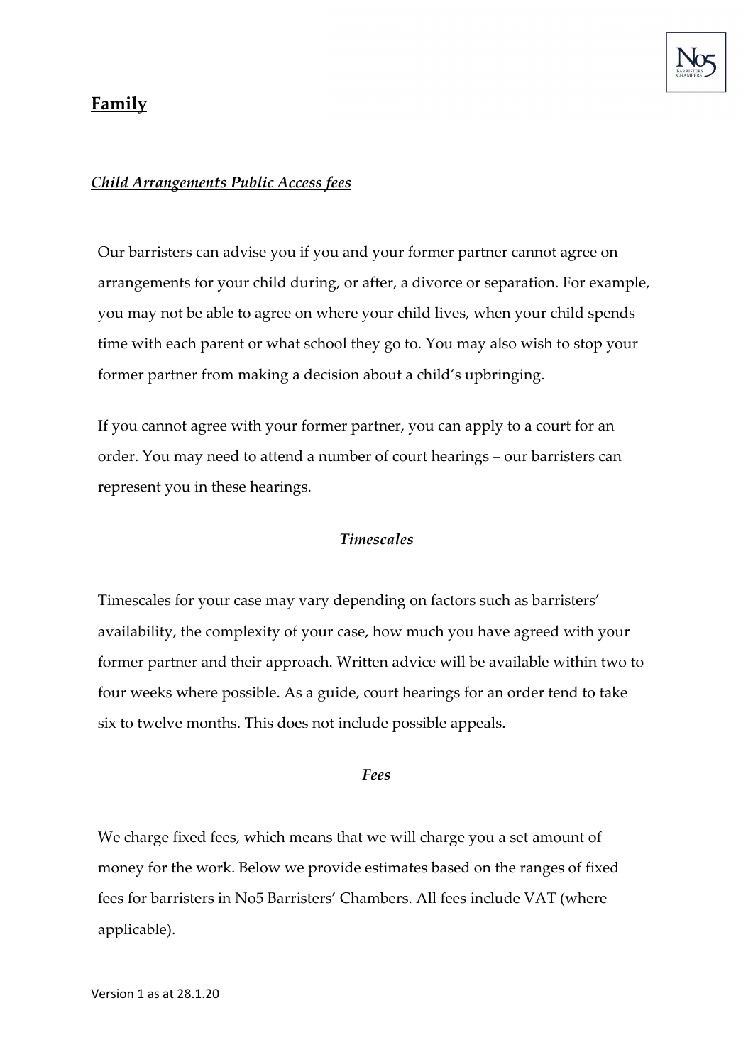## **Family**

### ***Child Arrangements Public Access fees***

Our barristers can advise you if you and your former partner cannot agree on arrangements for your child during, or after, a divorce or separation. For example, you may not be able to agree on where your child lives, when your child spends time with each parent or what school they go to. You may also wish to stop your former partner from making a decision about a child's upbringing.

If you cannot agree with your former partner, you can apply to a court for an order. You may need to attend a number of court hearings – our barristers can represent you in these hearings.

#### ***Timescales***

Timescales for your case may vary depending on factors such as barristers' availability, the complexity of your case, how much you have agreed with your former partner and their approach. Written advice will be available within two to four weeks where possible. As a guide, court hearings for an order tend to take six to twelve months. This does not include possible appeals.

#### ***Fees***

We charge fixed fees, which means that we will charge you a set amount of money for the work. Below we provide estimates based on the ranges of fixed fees for barristers in No5 Barristers' Chambers. All fees include VAT (where applicable).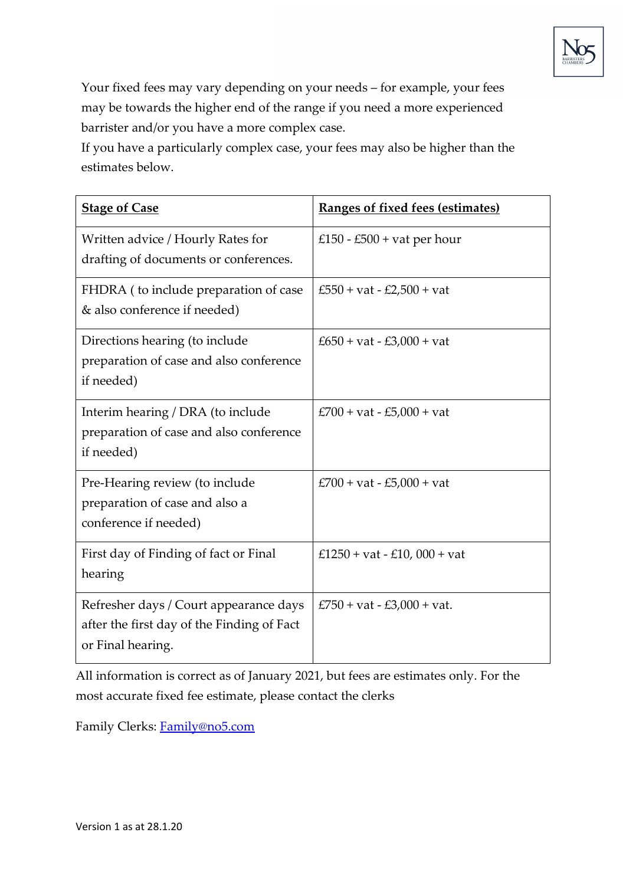Your fixed fees may vary depending on your needs – for example, your fees may be towards the higher end of the range if you need a more experienced barrister and/or you have a more complex case.
If you have a particularly complex case, your fees may also be higher than the estimates below.

| **Stage of Case** | **Ranges of fixed fees (estimates)** |
|---|---|
| Written advice / Hourly Rates for drafting of documents or conferences. | £150 - £500 + vat per hour |
| FHDRA ( to include preparation of case & also conference if needed) | £550 + vat - £2,500 + vat |
| Directions hearing (to include preparation of case and also conference if needed) | £650 + vat - £3,000 + vat |
| Interim hearing / DRA (to include preparation of case and also conference if needed) | £700 + vat - £5,000 + vat |
| Pre-Hearing review (to include preparation of case and also a conference if needed) | £700 + vat - £5,000 + vat |
| First day of Finding of fact or Final hearing | £1250 + vat - £10, 000 + vat |
| Refresher days / Court appearance days after the first day of the Finding of Fact or Final hearing. | £750 + vat - £3,000 + vat. |

All information is correct as of January 2021, but fees are estimates only. For the most accurate fixed fee estimate, please contact the clerks

Family Clerks: [Family@no5.com](mailto:Family@no5.com)

Version 1 as at 28.1.20